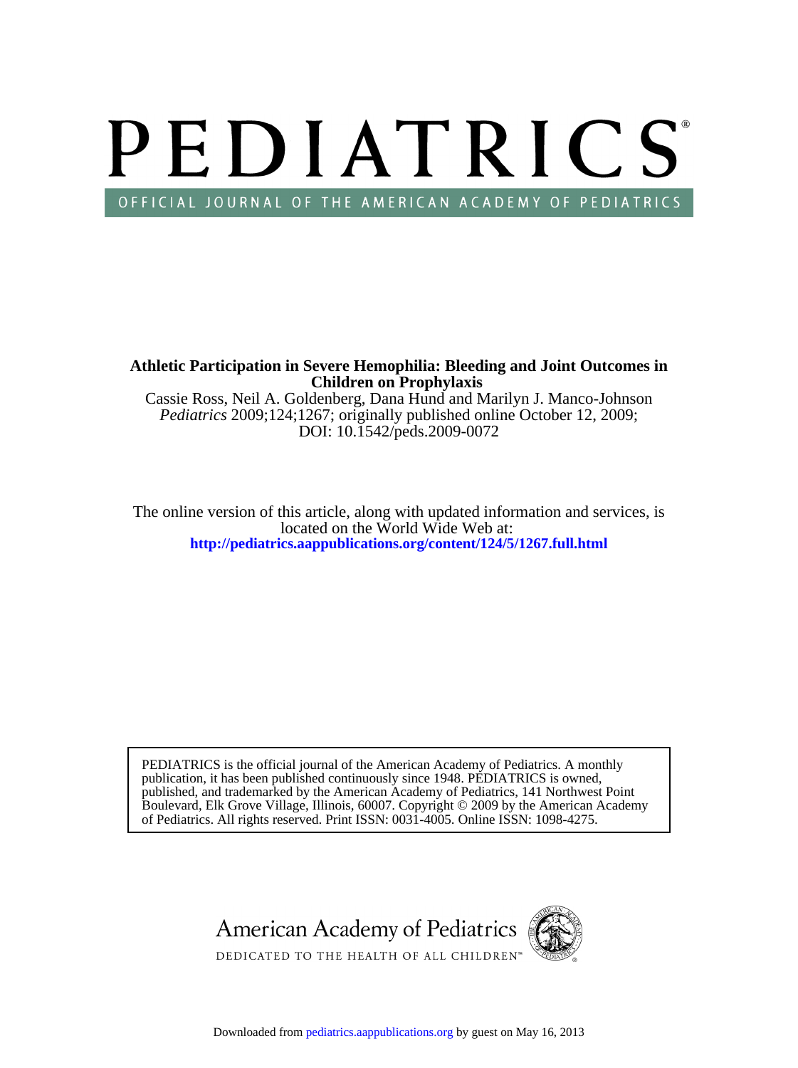# PEDIATRICS®

OFFICIAL JOURNAL OF THE AMERICAN ACADEMY OF PEDIATRICS

**Athletic Participation in Severe Hemophilia: Bleeding and Joint Outcomes in Children on Prophylaxis**

Cassie Ross, Neil A. Goldenberg, Dana Hund and Marilyn J. Manco-Johnson

*Pediatrics* 2009;124;1267; originally published online October 12, 2009;

DOI: 10.1542/peds.2009-0072

The online version of this article, along with updated information and services, is located on the World Wide Web at:

**http://pediatrics.aappublications.org/content/124/5/1267.full.html**

PEDIATRICS is the official journal of the American Academy of Pediatrics. A monthly publication, it has been published continuously since 1948. PEDIATRICS is owned, published, and trademarked by the American Academy of Pediatrics, 141 Northwest Point Boulevard, Elk Grove Village, Illinois, 60007. Copyright © 2009 by the American Academy of Pediatrics. All rights reserved. Print ISSN: 0031-4005. Online ISSN: 1098-4275.

American Academy of Pediatrics

DEDICATED TO THE HEALTH OF ALL CHILDREN™

Downloaded from pediatrics.aappublications.org by guest on May 16, 2013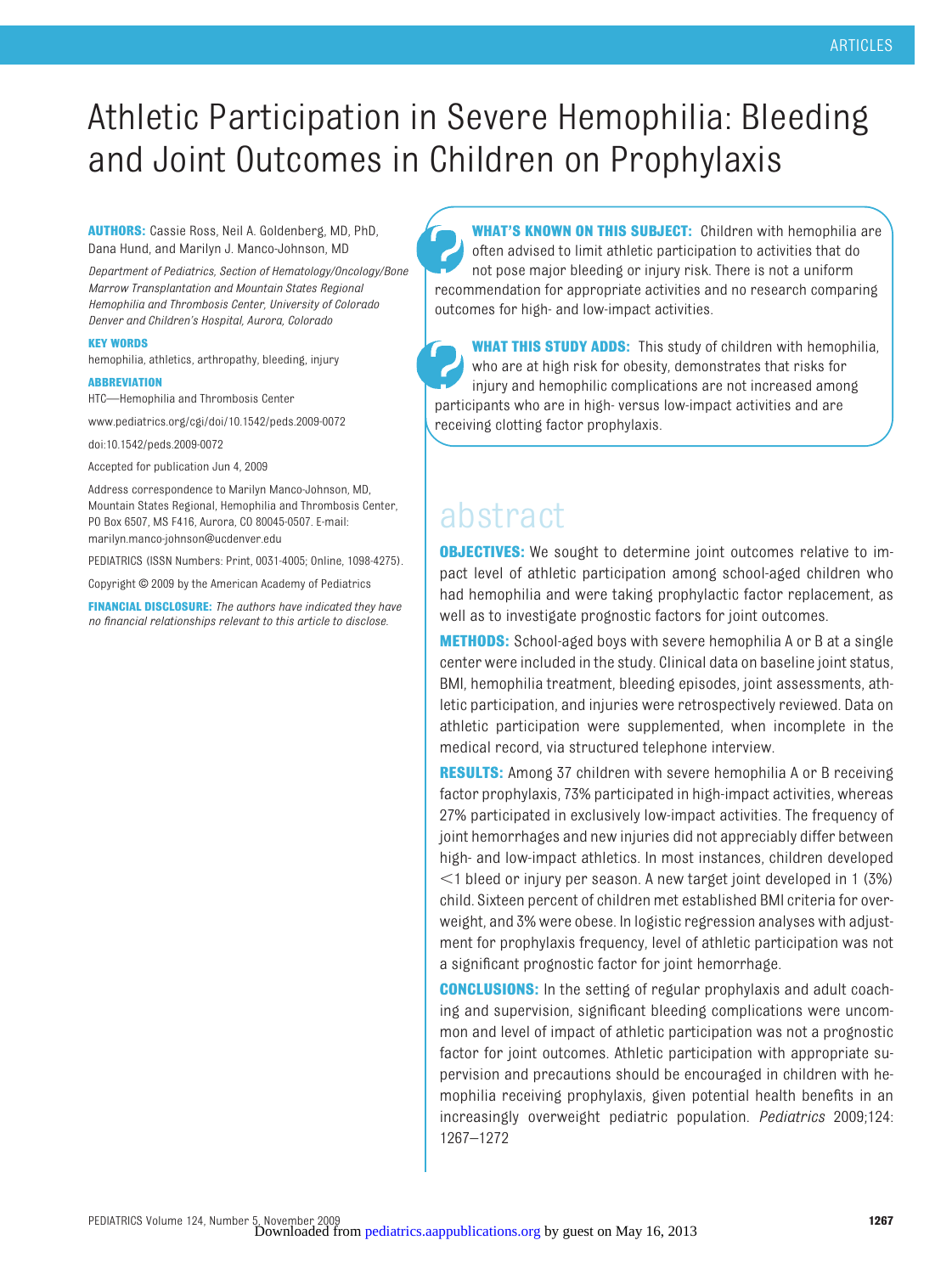# Athletic Participation in Severe Hemophilia: Bleeding and Joint Outcomes in Children on Prophylaxis

**AUTHORS:** Cassie Ross, Neil A. Goldenberg, MD, PhD, Dana Hund, and Marilyn J. Manco-Johnson, MD

*Department of Pediatrics, Section of Hematology/Oncology/Bone Marrow Transplantation and Mountain States Regional Hemophilia and Thrombosis Center, University of Colorado Denver and Children's Hospital, Aurora, Colorado*

**KEY WORDS**

hemophilia, athletics, arthropathy, bleeding, injury

**ABBREVIATION**

HTC—Hemophilia and Thrombosis Center

www.pediatrics.org/cgi/doi/10.1542/peds.2009-0072

doi:10.1542/peds.2009-0072

Accepted for publication Jun 4, 2009

Address correspondence to Marilyn Manco-Johnson, MD, Mountain States Regional, Hemophilia and Thrombosis Center, PO Box 6507, MS F416, Aurora, CO 80045-0507. E-mail: marilyn.manco-johnson@ucdenver.edu

PEDIATRICS (ISSN Numbers: Print, 0031-4005; Online, 1098-4275).

Copyright © 2009 by the American Academy of Pediatrics

**FINANCIAL DISCLOSURE:** *The authors have indicated they have no financial relationships relevant to this article to disclose.*

**WHAT'S KNOWN ON THIS SUBJECT:** Children with hemophilia are often advised to limit athletic participation to activities that do not pose major bleeding or injury risk. There is not a uniform recommendation for appropriate activities and no research comparing outcomes for high- and low-impact activities.

**WHAT THIS STUDY ADDS:** This study of children with hemophilia, who are at high risk for obesity, demonstrates that risks for injury and hemophilic complications are not increased among participants who are in high- versus low-impact activities and are receiving clotting factor prophylaxis.

## abstract

**OBJECTIVES:** We sought to determine joint outcomes relative to impact level of athletic participation among school-aged children who had hemophilia and were taking prophylactic factor replacement, as well as to investigate prognostic factors for joint outcomes.

**METHODS:** School-aged boys with severe hemophilia A or B at a single center were included in the study. Clinical data on baseline joint status, BMI, hemophilia treatment, bleeding episodes, joint assessments, athletic participation, and injuries were retrospectively reviewed. Data on athletic participation were supplemented, when incomplete in the medical record, via structured telephone interview.

**RESULTS:** Among 37 children with severe hemophilia A or B receiving factor prophylaxis, 73% participated in high-impact activities, whereas 27% participated in exclusively low-impact activities. The frequency of joint hemorrhages and new injuries did not appreciably differ between high- and low-impact athletics. In most instances, children developed <1 bleed or injury per season. A new target joint developed in 1 (3%) child. Sixteen percent of children met established BMI criteria for overweight, and 3% were obese. In logistic regression analyses with adjustment for prophylaxis frequency, level of athletic participation was not a significant prognostic factor for joint hemorrhage.

**CONCLUSIONS:** In the setting of regular prophylaxis and adult coaching and supervision, significant bleeding complications were uncommon and level of impact of athletic participation was not a prognostic factor for joint outcomes. Athletic participation with appropriate supervision and precautions should be encouraged in children with hemophilia receiving prophylaxis, given potential health benefits in an increasingly overweight pediatric population. *Pediatrics* 2009;124:1267–1272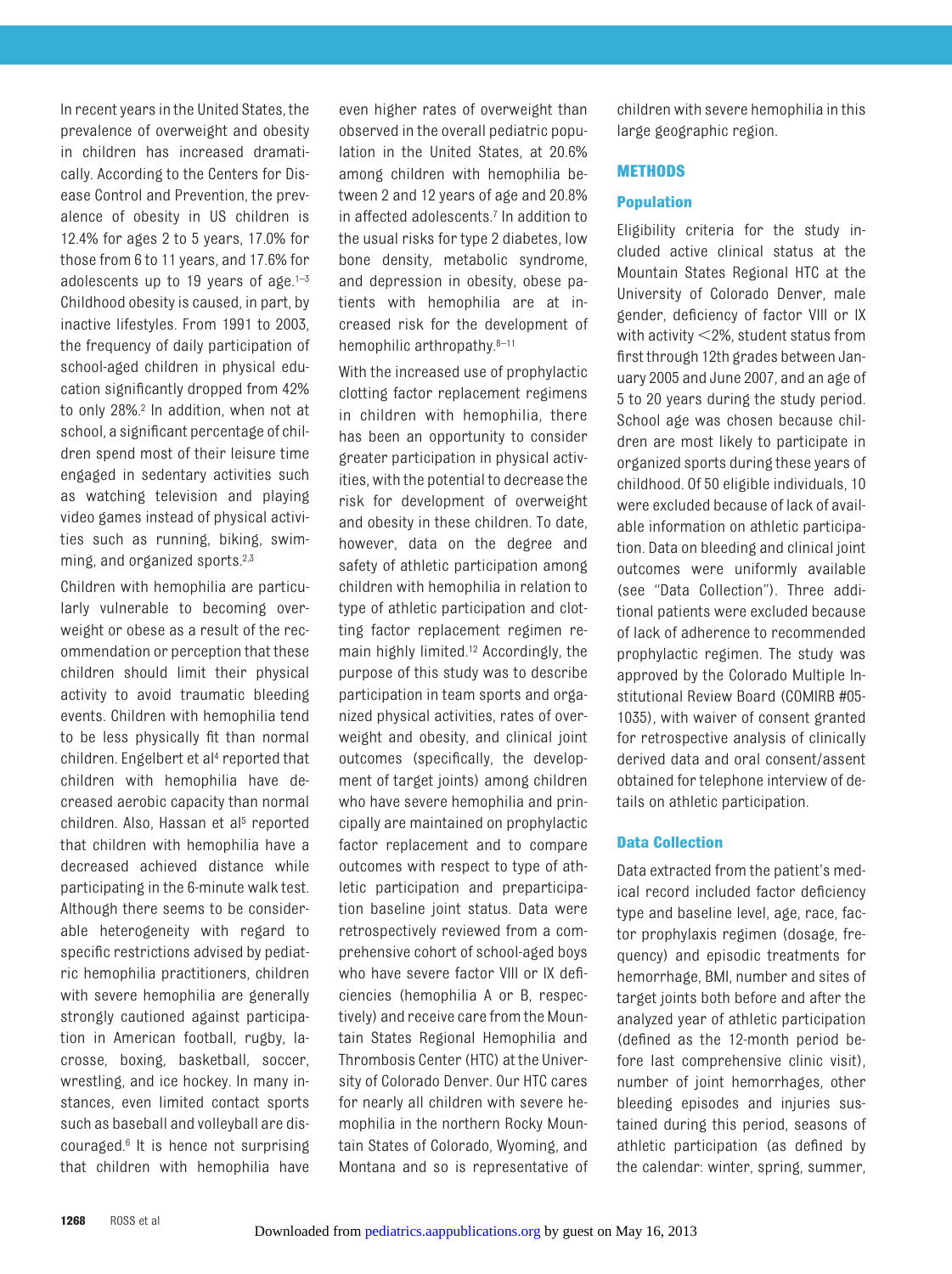In recent years in the United States, the prevalence of overweight and obesity in children has increased dramatically. According to the Centers for Disease Control and Prevention, the prevalence of obesity in US children is 12.4% for ages 2 to 5 years, 17.0% for those from 6 to 11 years, and 17.6% for adolescents up to 19 years of age.[1–3] Childhood obesity is caused, in part, by inactive lifestyles. From 1991 to 2003, the frequency of daily participation of school-aged children in physical education significantly dropped from 42% to only 28%.[2] In addition, when not at school, a significant percentage of children spend most of their leisure time engaged in sedentary activities such as watching television and playing video games instead of physical activities such as running, biking, swimming, and organized sports.[2,3]

Children with hemophilia are particularly vulnerable to becoming overweight or obese as a result of the recommendation or perception that these children should limit their physical activity to avoid traumatic bleeding events. Children with hemophilia tend to be less physically fit than normal children. Engelbert et al[4] reported that children with hemophilia have decreased aerobic capacity than normal children. Also, Hassan et al[5] reported that children with hemophilia have a decreased achieved distance while participating in the 6-minute walk test. Although there seems to be considerable heterogeneity with regard to specific restrictions advised by pediatric hemophilia practitioners, children with severe hemophilia are generally strongly cautioned against participation in American football, rugby, lacrosse, boxing, basketball, soccer, wrestling, and ice hockey. In many instances, even limited contact sports such as baseball and volleyball are discouraged.[6] It is hence not surprising that children with hemophilia have even higher rates of overweight than observed in the overall pediatric population in the United States, at 20.6% among children with hemophilia between 2 and 12 years of age and 20.8% in affected adolescents.[7] In addition to the usual risks for type 2 diabetes, low bone density, metabolic syndrome, and depression in obesity, obese patients with hemophilia are at increased risk for the development of hemophilic arthropathy.[8–11]

With the increased use of prophylactic clotting factor replacement regimens in children with hemophilia, there has been an opportunity to consider greater participation in physical activities, with the potential to decrease the risk for development of overweight and obesity in these children. To date, however, data on the degree and safety of athletic participation among children with hemophilia in relation to type of athletic participation and clotting factor replacement regimen remain highly limited.[12] Accordingly, the purpose of this study was to describe participation in team sports and organized physical activities, rates of overweight and obesity, and clinical joint outcomes (specifically, the development of target joints) among children who have severe hemophilia and principally are maintained on prophylactic factor replacement and to compare outcomes with respect to type of athletic participation and preparticipation baseline joint status. Data were retrospectively reviewed from a comprehensive cohort of school-aged boys who have severe factor VIII or IX deficiencies (hemophilia A or B, respectively) and receive care from the Mountain States Regional Hemophilia and Thrombosis Center (HTC) at the University of Colorado Denver. Our HTC cares for nearly all children with severe hemophilia in the northern Rocky Mountain States of Colorado, Wyoming, and Montana and so is representative of children with severe hemophilia in this large geographic region.

## METHODS

### Population

Eligibility criteria for the study included active clinical status at the Mountain States Regional HTC at the University of Colorado Denver, male gender, deficiency of factor VIII or IX with activity <2%, student status from first through 12th grades between January 2005 and June 2007, and an age of 5 to 20 years during the study period. School age was chosen because children are most likely to participate in organized sports during these years of childhood. Of 50 eligible individuals, 10 were excluded because of lack of available information on athletic participation. Data on bleeding and clinical joint outcomes were uniformly available (see "Data Collection"). Three additional patients were excluded because of lack of adherence to recommended prophylactic regimen. The study was approved by the Colorado Multiple Institutional Review Board (COMIRB #05-1035), with waiver of consent granted for retrospective analysis of clinically derived data and oral consent/assent obtained for telephone interview of details on athletic participation.

### Data Collection

Data extracted from the patient's medical record included factor deficiency type and baseline level, age, race, factor prophylaxis regimen (dosage, frequency) and episodic treatments for hemorrhage, BMI, number and sites of target joints both before and after the analyzed year of athletic participation (defined as the 12-month period before last comprehensive clinic visit), number of joint hemorrhages, other bleeding episodes and injuries sustained during this period, seasons of athletic participation (as defined by the calendar: winter, spring, summer,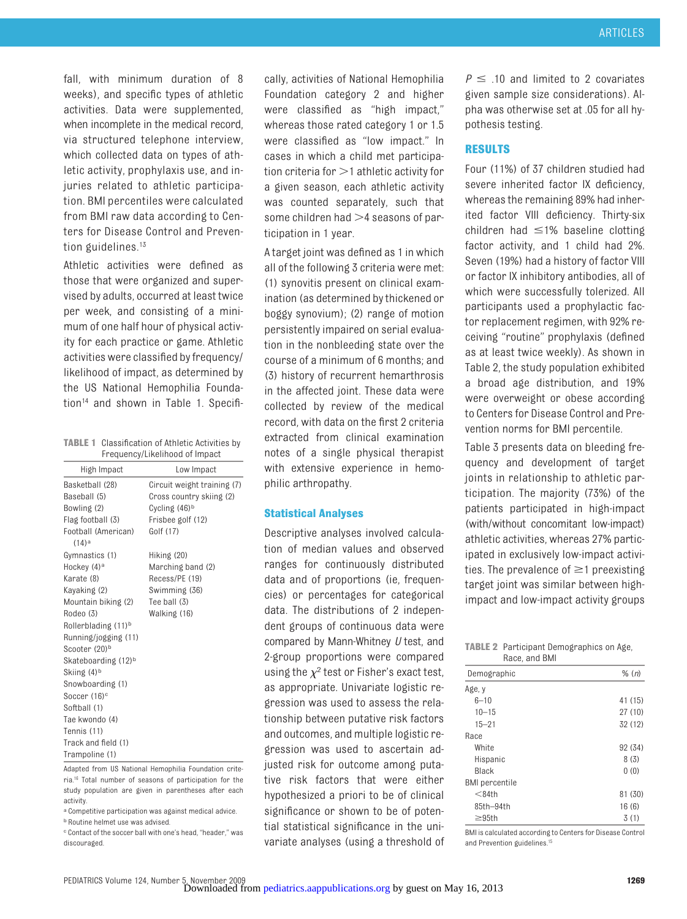fall, with minimum duration of 8 weeks), and specific types of athletic activities. Data were supplemented, when incomplete in the medical record, via structured telephone interview, which collected data on types of athletic activity, prophylaxis use, and injuries related to athletic participation. BMI percentiles were calculated from BMI raw data according to Centers for Disease Control and Prevention guidelines.[13]

Athletic activities were defined as those that were organized and supervised by adults, occurred at least twice per week, and consisting of a minimum of one half hour of physical activity for each practice or game. Athletic activities were classified by frequency/likelihood of impact, as determined by the US National Hemophilia Foundation[14] and shown in Table 1. Specifically, activities of National Hemophilia Foundation category 2 and higher were classified as "high impact," whereas those rated category 1 or 1.5 were classified as "low impact." In cases in which a child met participation criteria for >1 athletic activity for a given season, each athletic activity was counted separately, such that some children had >4 seasons of participation in 1 year.

**TABLE 1** Classification of Athletic Activities by Frequency/Likelihood of Impact

| High Impact | Low Impact |
|---|---|
| Basketball (28) | Circuit weight training (7) |
| Baseball (5) | Cross country skiing (2) |
| Bowling (2) | Cycling (46)[b] |
| Flag football (3) | Frisbee golf (12) |
| Football (American) (14)[a] | Golf (17) |
| Gymnastics (1) | Hiking (20) |
| Hockey (4)[a] | Marching band (2) |
| Karate (8) | Recess/PE (19) |
| Kayaking (2) | Swimming (36) |
| Mountain biking (2) | Tee ball (3) |
| Rodeo (3) | Walking (16) |
| Rollerblading (11)[b] | |
| Running/jogging (11) | |
| Scooter (20)[b] | |
| Skateboarding (12)[b] | |
| Skiing (4)[b] | |
| Snowboarding (1) | |
| Soccer (16)[c] | |
| Softball (1) | |
| Tae kwondo (4) | |
| Tennis (11) | |
| Track and field (1) | |
| Trampoline (1) | |

Adapted from US National Hemophilia Foundation criteria.[16] Total number of seasons of participation for the study population are given in parentheses after each activity.

[a] Competitive participation was against medical advice.

[b] Routine helmet use was advised.

[c] Contact of the soccer ball with one's head, "header," was discouraged.

A target joint was defined as 1 in which all of the following 3 criteria were met: (1) synovitis present on clinical examination (as determined by thickened or boggy synovium); (2) range of motion persistently impaired on serial evaluation in the nonbleeding state over the course of a minimum of 6 months; and (3) history of recurrent hemarthrosis in the affected joint. These data were collected by review of the medical record, with data on the first 2 criteria extracted from clinical examination notes of a single physical therapist with extensive experience in hemophilic arthropathy.

### Statistical Analyses

Descriptive analyses involved calculation of median values and observed ranges for continuously distributed data and of proportions (ie, frequencies) or percentages for categorical data. The distributions of 2 independent groups of continuous data were compared by Mann-Whitney $U$ test, and 2-group proportions were compared using the $\chi^2$ test or Fisher's exact test, as appropriate. Univariate logistic regression was used to assess the relationship between putative risk factors and outcomes, and multiple logistic regression was used to ascertain adjusted risk for outcome among putative risk factors that were either hypothesized a priori to be of clinical significance or shown to be of potential statistical significance in the univariate analyses (using a threshold of $P \leq .10$ and limited to 2 covariates given sample size considerations). Alpha was otherwise set at .05 for all hypothesis testing.

## RESULTS

Four (11%) of 37 children studied had severe inherited factor IX deficiency, whereas the remaining 89% had inherited factor VIII deficiency. Thirty-six children had ≤1% baseline clotting factor activity, and 1 child had 2%. Seven (19%) had a history of factor VIII or factor IX inhibitory antibodies, all of which were successfully tolerized. All participants used a prophylactic factor replacement regimen, with 92% receiving "routine" prophylaxis (defined as at least twice weekly). As shown in Table 2, the study population exhibited a broad age distribution, and 19% were overweight or obese according to Centers for Disease Control and Prevention norms for BMI percentile.

Table 3 presents data on bleeding frequency and development of target joints in relationship to athletic participation. The majority (73%) of the patients participated in high-impact (with/without concomitant low-impact) athletic activities, whereas 27% participated in exclusively low-impact activities. The prevalence of ≥1 preexisting target joint was similar between high-impact and low-impact activity groups

**TABLE 2** Participant Demographics on Age, Race, and BMI

| Demographic | % (n) |
|---|---|
| Age, y | |
| 6–10 | 41 (15) |
| 10–15 | 27 (10) |
| 15–21 | 32 (12) |
| Race | |
| White | 92 (34) |
| Hispanic | 8 (3) |
| Black | 0 (0) |
| BMI percentile | |
| <84th | 81 (30) |
| 85th–94th | 16 (6) |
| ≥95th | 3 (1) |

BMI is calculated according to Centers for Disease Control and Prevention guidelines.[15]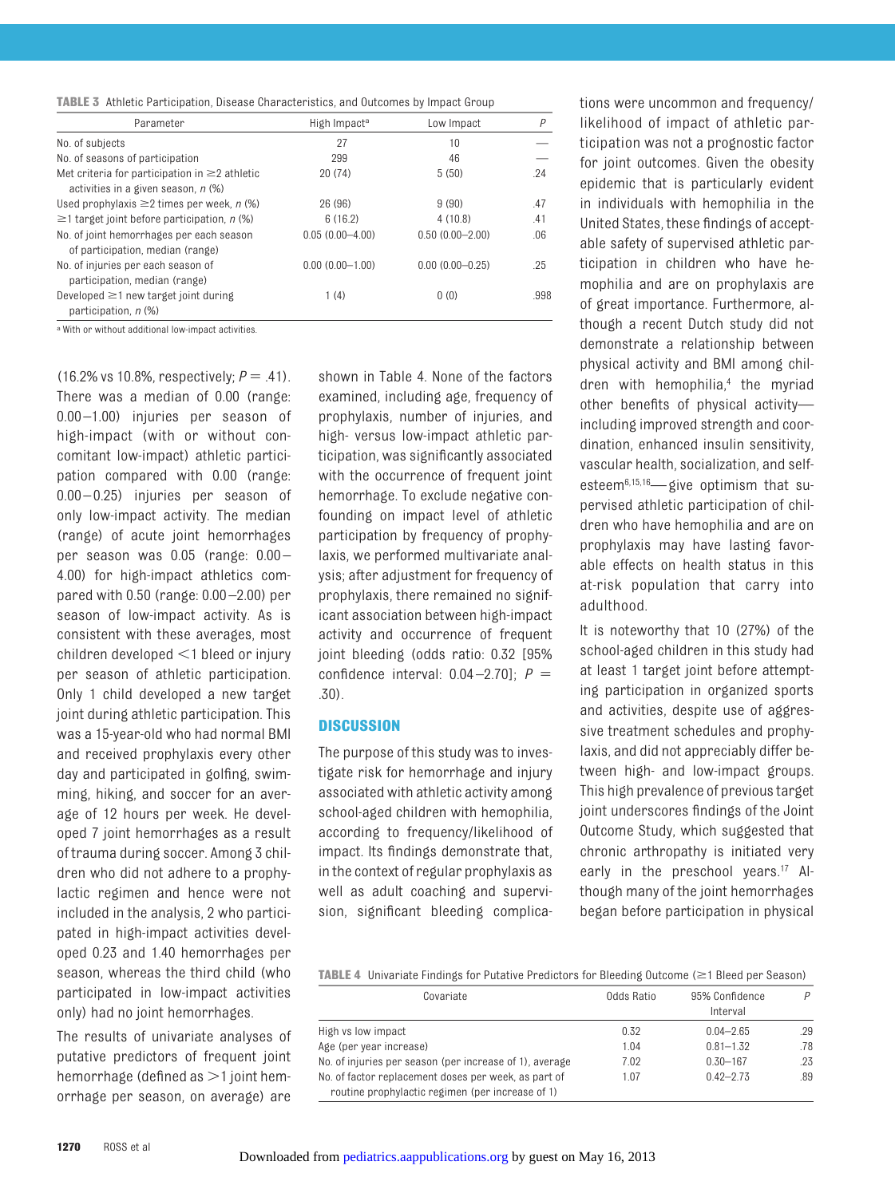TABLE 3 Athletic Participation, Disease Characteristics, and Outcomes by Impact Group

| Parameter | High Impact[a] | Low Impact | P |
|---|---|---|---|
| No. of subjects | 27 | 10 | — |
| No. of seasons of participation | 299 | 46 | — |
| Met criteria for participation in ≥2 athletic activities in a given season, n (%) | 20 (74) | 5 (50) | .24 |
| Used prophylaxis ≥2 times per week, n (%) | 26 (96) | 9 (90) | .47 |
| ≥1 target joint before participation, n (%) | 6 (16.2) | 4 (10.8) | .41 |
| No. of joint hemorrhages per each season of participation, median (range) | 0.05 (0.00–4.00) | 0.50 (0.00–2.00) | .06 |
| No. of injuries per each season of participation, median (range) | 0.00 (0.00–1.00) | 0.00 (0.00–0.25) | .25 |
| Developed ≥1 new target joint during participation, n (%) | 1 (4) | 0 (0) | .998 |

[a] With or without additional low-impact activities.

(16.2% vs 10.8%, respectively; $P = .41$). There was a median of 0.00 (range: 0.00–1.00) injuries per season of high-impact (with or without concomitant low-impact) athletic participation compared with 0.00 (range: 0.00–0.25) injuries per season of only low-impact activity. The median (range) of acute joint hemorrhages per season was 0.05 (range: 0.00–4.00) for high-impact athletics compared with 0.50 (range: 0.00–2.00) per season of low-impact activity. As is consistent with these averages, most children developed <1 bleed or injury per season of athletic participation. Only 1 child developed a new target joint during athletic participation. This was a 15-year-old who had normal BMI and received prophylaxis every other day and participated in golfing, swimming, hiking, and soccer for an average of 12 hours per week. He developed 7 joint hemorrhages as a result of trauma during soccer. Among 3 children who did not adhere to a prophylactic regimen and hence were not included in the analysis, 2 who participated in high-impact activities developed 0.23 and 1.40 hemorrhages per season, whereas the third child (who participated in low-impact activities only) had no joint hemorrhages.

The results of univariate analyses of putative predictors of frequent joint hemorrhage (defined as >1 joint hemorrhage per season, on average) are shown in Table 4. None of the factors examined, including age, frequency of prophylaxis, number of injuries, and high- versus low-impact athletic participation, was significantly associated with the occurrence of frequent joint hemorrhage. To exclude negative confounding on impact level of athletic participation by frequency of prophylaxis, we performed multivariate analysis; after adjustment for frequency of prophylaxis, there remained no significant association between high-impact activity and occurrence of frequent joint bleeding (odds ratio: 0.32 [95% confidence interval: 0.04–2.70]; $P = .30$).

## DISCUSSION

The purpose of this study was to investigate risk for hemorrhage and injury associated with athletic activity among school-aged children with hemophilia, according to frequency/likelihood of impact. Its findings demonstrate that, in the context of regular prophylaxis as well as adult coaching and supervision, significant bleeding complications were uncommon and frequency/likelihood of impact of athletic participation was not a prognostic factor for joint outcomes. Given the obesity epidemic that is particularly evident in individuals with hemophilia in the United States, these findings of acceptable safety of supervised athletic participation in children who have hemophilia and are on prophylaxis are of great importance. Furthermore, although a recent Dutch study did not demonstrate a relationship between physical activity and BMI among children with hemophilia,[4] the myriad other benefits of physical activity—including improved strength and coordination, enhanced insulin sensitivity, vascular health, socialization, and self-esteem[6,15,16]—give optimism that supervised athletic participation of children who have hemophilia and are on prophylaxis may have lasting favorable effects on health status in this at-risk population that carry into adulthood.

It is noteworthy that 10 (27%) of the school-aged children in this study had at least 1 target joint before attempting participation in organized sports and activities, despite use of aggressive treatment schedules and prophylaxis, and did not appreciably differ between high- and low-impact groups. This high prevalence of previous target joint underscores findings of the Joint Outcome Study, which suggested that chronic arthropathy is initiated very early in the preschool years.[17] Although many of the joint hemorrhages began before participation in physical

TABLE 4 Univariate Findings for Putative Predictors for Bleeding Outcome (≥1 Bleed per Season)

| Covariate | Odds Ratio | 95% Confidence Interval | P |
|---|---|---|---|
| High vs low impact | 0.32 | 0.04–2.65 | .29 |
| Age (per year increase) | 1.04 | 0.81–1.32 | .78 |
| No. of injuries per season (per increase of 1), average | 7.02 | 0.30–167 | .23 |
| No. of factor replacement doses per week, as part of routine prophylactic regimen (per increase of 1) | 1.07 | 0.42–2.73 | .89 |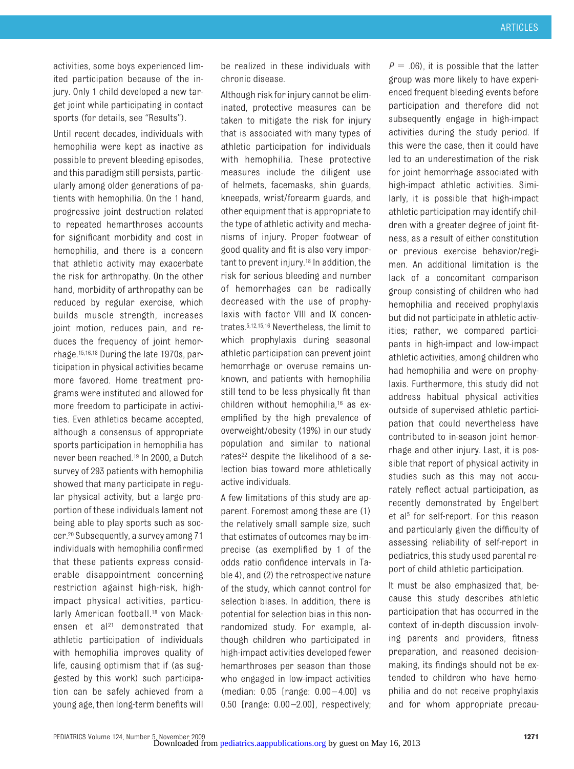activities, some boys experienced limited participation because of the injury. Only 1 child developed a new target joint while participating in contact sports (for details, see "Results").

Until recent decades, individuals with hemophilia were kept as inactive as possible to prevent bleeding episodes, and this paradigm still persists, particularly among older generations of patients with hemophilia. On the 1 hand, progressive joint destruction related to repeated hemarthroses accounts for significant morbidity and cost in hemophilia, and there is a concern that athletic activity may exacerbate the risk for arthropathy. On the other hand, morbidity of arthropathy can be reduced by regular exercise, which builds muscle strength, increases joint motion, reduces pain, and reduces the frequency of joint hemorrhage.[15,16,18] During the late 1970s, participation in physical activities became more favored. Home treatment programs were instituted and allowed for more freedom to participate in activities. Even athletics became accepted, although a consensus of appropriate sports participation in hemophilia has never been reached.[19] In 2000, a Dutch survey of 293 patients with hemophilia showed that many participate in regular physical activity, but a large proportion of these individuals lament not being able to play sports such as soccer.[20] Subsequently, a survey among 71 individuals with hemophilia confirmed that these patients express considerable disappointment concerning restriction against high-risk, high-impact physical activities, particularly American football.[18] von Mackensen et al[21] demonstrated that athletic participation of individuals with hemophilia improves quality of life, causing optimism that if (as suggested by this work) such participation can be safely achieved from a young age, then long-term benefits will be realized in these individuals with chronic disease.

Although risk for injury cannot be eliminated, protective measures can be taken to mitigate the risk for injury that is associated with many types of athletic participation for individuals with hemophilia. These protective measures include the diligent use of helmets, facemasks, shin guards, kneepads, wrist/forearm guards, and other equipment that is appropriate to the type of athletic activity and mechanisms of injury. Proper footwear of good quality and fit is also very important to prevent injury.[18] In addition, the risk for serious bleeding and number of hemorrhages can be radically decreased with the use of prophylaxis with factor VIII and IX concentrates.[5,12,15,16] Nevertheless, the limit to which prophylaxis during seasonal athletic participation can prevent joint hemorrhage or overuse remains unknown, and patients with hemophilia still tend to be less physically fit than children without hemophilia,[16] as exemplified by the high prevalence of overweight/obesity (19%) in our study population and similar to national rates[22] despite the likelihood of a selection bias toward more athletically active individuals.

A few limitations of this study are apparent. Foremost among these are (1) the relatively small sample size, such that estimates of outcomes may be imprecise (as exemplified by 1 of the odds ratio confidence intervals in Table 4), and (2) the retrospective nature of the study, which cannot control for selection biases. In addition, there is potential for selection bias in this nonrandomized study. For example, although children who participated in high-impact activities developed fewer hemarthroses per season than those who engaged in low-impact activities (median: 0.05 [range: 0.00–4.00] vs 0.50 [range: 0.00–2.00], respectively; $P = .06$), it is possible that the latter group was more likely to have experienced frequent bleeding events before participation and therefore did not subsequently engage in high-impact activities during the study period. If this were the case, then it could have led to an underestimation of the risk for joint hemorrhage associated with high-impact athletic activities. Similarly, it is possible that high-impact athletic participation may identify children with a greater degree of joint fitness, as a result of either constitution or previous exercise behavior/regimen. An additional limitation is the lack of a concomitant comparison group consisting of children who had hemophilia and received prophylaxis but did not participate in athletic activities; rather, we compared participants in high-impact and low-impact athletic activities, among children who had hemophilia and were on prophylaxis. Furthermore, this study did not address habitual physical activities outside of supervised athletic participation that could nevertheless have contributed to in-season joint hemorrhage and other injury. Last, it is possible that report of physical activity in studies such as this may not accurately reflect actual participation, as recently demonstrated by Engelbert et al[5] for self-report. For this reason and particularly given the difficulty of assessing reliability of self-report in pediatrics, this study used parental report of child athletic participation.

It must be also emphasized that, because this study describes athletic participation that has occurred in the context of in-depth discussion involving parents and providers, fitness preparation, and reasoned decision-making, its findings should not be extended to children who have hemophilia and do not receive prophylaxis and for whom appropriate precau-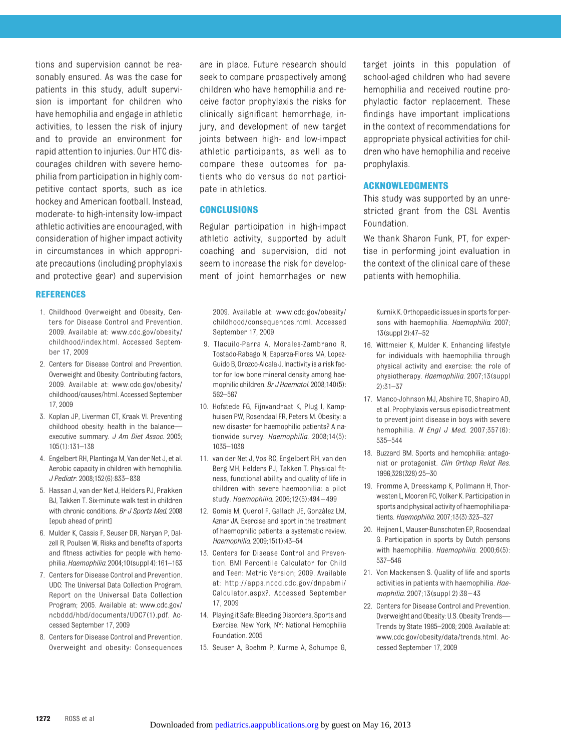tions and supervision cannot be reasonably ensured. As was the case for patients in this study, adult supervision is important for children who have hemophilia and engage in athletic activities, to lessen the risk of injury and to provide an environment for rapid attention to injuries. Our HTC discourages children with severe hemophilia from participation in highly competitive contact sports, such as ice hockey and American football. Instead, moderate- to high-intensity low-impact athletic activities are encouraged, with consideration of higher impact activity in circumstances in which appropriate precautions (including prophylaxis and protective gear) and supervision are in place. Future research should seek to compare prospectively among children who have hemophilia and receive factor prophylaxis the risks for clinically significant hemorrhage, injury, and development of new target joints between high- and low-impact athletic participants, as well as to compare these outcomes for patients who do versus do not participate in athletics.

## CONCLUSIONS

Regular participation in high-impact athletic activity, supported by adult coaching and supervision, did not seem to increase the risk for development of joint hemorrhages or new target joints in this population of school-aged children who had severe hemophilia and received routine prophylactic factor replacement. These findings have important implications in the context of recommendations for appropriate physical activities for children who have hemophilia and receive prophylaxis.

## ACKNOWLEDGMENTS

This study was supported by an unrestricted grant from the CSL Aventis Foundation.

We thank Sharon Funk, PT, for expertise in performing joint evaluation in the context of the clinical care of these patients with hemophilia.

## REFERENCES

1. Childhood Overweight and Obesity, Centers for Disease Control and Prevention. 2009. Available at: www.cdc.gov/obesity/childhood/index.html. Accessed September 17, 2009
2. Centers for Disease Control and Prevention. Overweight and Obesity: Contributing factors, 2009. Available at: www.cdc.gov/obesity/childhood/causes/html. Accessed September 17, 2009
3. Koplan JP, Liverman CT, Kraak VI. Preventing childhood obesity: health in the balance—executive summary. *J Am Diet Assoc.* 2005;105(1):131–138
4. Engelbert RH, Plantinga M, Van der Net J, et al. Aerobic capacity in children with hemophilia. *J Pediatr.* 2008;152(6):833–838
5. Hassan J, van der Net J, Helders PJ, Prakken BJ, Takken T. Six-minute walk test in children with chronic conditions. *Br J Sports Med.* 2008 [epub ahead of print]
6. Mulder K, Cassis F, Seuser DR, Naryan P, Dalzell R, Poulsen W, Risks and benefits of sports and fitness activities for people with hemophilia. *Haemophilia.* 2004;10(suppl 4):161–163
7. Centers for Disease Control and Prevention. UDC: The Universal Data Collection Program. Report on the Universal Data Collection Program; 2005. Available at: www.cdc.gov/ncbddd/hbd/documents/UDC7(1).pdf. Accessed September 17, 2009
8. Centers for Disease Control and Prevention. Overweight and obesity: Consequences 2009. Available at: www.cdc.gov/obesity/childhood/consequences.html. Accessed September 17, 2009
9. Tlacuilo-Parra A, Morales-Zambrano R, Tostado-Rabago N, Esparza-Flores MA, Lopez-Guido B, Orozco-Alcala J. Inactivity is a risk factor for low bone mineral density among haemophilic children. *Br J Haematol.* 2008;140(5):562–567
10. Hofstede FG, Fijnvandraat K, Plug I, Kamphuisen PW, Rosendaal FR, Peters M. Obesity: a new disaster for haemophilic patients? A nationwide survey. *Haemophilia.* 2008;14(5):1035–1038
11. van der Net J, Vos RC, Engelbert RH, van den Berg MH, Helders PJ, Takken T. Physical fitness, functional ability and quality of life in children with severe haemophilia: a pilot study. *Haemophilia.* 2006;12(5):494–499
12. Gomis M, Querol F, Gallach JE, González LM, Aznar JA. Exercise and sport in the treatment of haemophilic patients: a systematic review. *Haemophilia.* 2009;15(1):43–54
13. Centers for Disease Control and Prevention. BMI Percentile Calculator for Child and Teen: Metric Version; 2009. Available at: http://apps.nccd.cdc.gov/dnpabmi/Calculator.aspx?. Accessed September 17, 2009
14. Playing it Safe: Bleeding Disorders, Sports and Exercise. New York, NY: National Hemophilia Foundation. 2005
15. Seuser A, Boehm P, Kurme A, Schumpe G, Kurnik K. Orthopaedic issues in sports for persons with haemophilia. *Haemophilia.* 2007;13(suppl 2):47–52
16. Wittmeier K, Mulder K. Enhancing lifestyle for individuals with haemophilia through physical activity and exercise: the role of physiotherapy. *Haemophilia.* 2007;13(suppl 2):31–37
17. Manco-Johnson MJ, Abshire TC, Shapiro AD, et al. Prophylaxis versus episodic treatment to prevent joint disease in boys with severe hemophilia. *N Engl J Med.* 2007;357(6):535–544
18. Buzzard BM. Sports and hemophilia: antagonist or protagonist. *Clin Orthop Relat Res.* 1996;328(328):25–30
19. Fromme A, Dreeskamp K, Pollmann H, Thorwesten L, Mooren FC, Volker K. Participation in sports and physical activity of haemophilia patients. *Haemophilia.* 2007;13(3):323–327
20. Heijnen L, Mauser-Bunschoten EP, Roosendaal G. Participation in sports by Dutch persons with haemophilia. *Haemophilia.* 2000;6(5):537–546
21. Von Mackensen S. Quality of life and sports activities in patients with haemophilia. *Haemophilia.* 2007;13(suppl 2):38–43
22. Centers for Disease Control and Prevention. Overweight and Obesity: U.S. Obesity Trends—Trends by State 1985–2008; 2009. Available at: www.cdc.gov/obesity/data/trends.html. Accessed September 17, 2009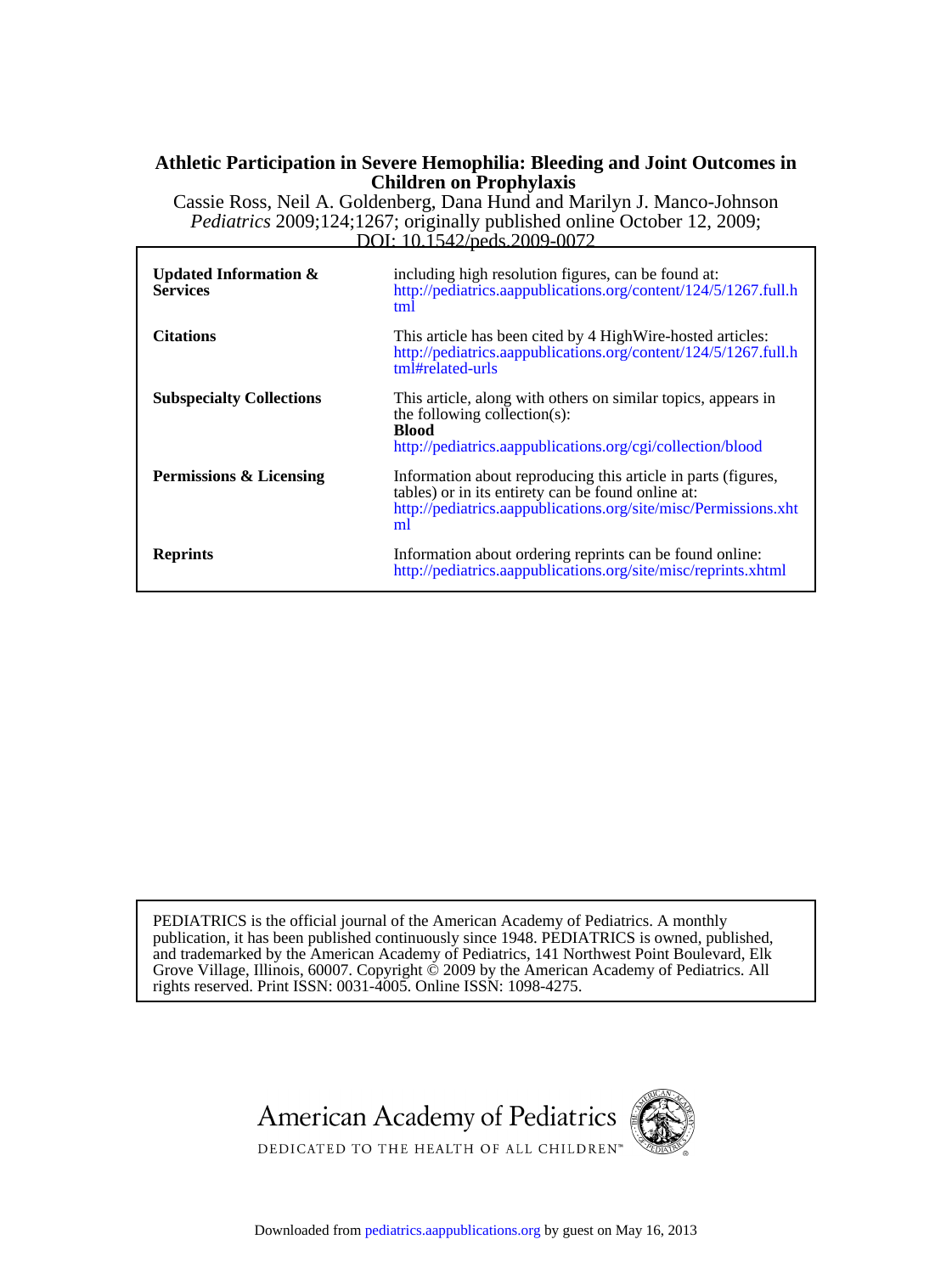**Athletic Participation in Severe Hemophilia: Bleeding and Joint Outcomes in Children on Prophylaxis**

Cassie Ross, Neil A. Goldenberg, Dana Hund and Marilyn J. Manco-Johnson

*Pediatrics* 2009;124;1267; originally published online October 12, 2009;

DOI: 10.1542/peds.2009-0072

| | |
|---|---|
| **Updated Information & Services** | including high resolution figures, can be found at: http://pediatrics.aappublications.org/content/124/5/1267.full.html |
| **Citations** | This article has been cited by 4 HighWire-hosted articles: http://pediatrics.aappublications.org/content/124/5/1267.full.html#related-urls |
| **Subspecialty Collections** | This article, along with others on similar topics, appears in the following collection(s): **Blood** http://pediatrics.aappublications.org/cgi/collection/blood |
| **Permissions & Licensing** | Information about reproducing this article in parts (figures, tables) or in its entirety can be found online at: http://pediatrics.aappublications.org/site/misc/Permissions.xhtml |
| **Reprints** | Information about ordering reprints can be found online: http://pediatrics.aappublications.org/site/misc/reprints.xhtml |

PEDIATRICS is the official journal of the American Academy of Pediatrics. A monthly publication, it has been published continuously since 1948. PEDIATRICS is owned, published, and trademarked by the American Academy of Pediatrics, 141 Northwest Point Boulevard, Elk Grove Village, Illinois, 60007. Copyright © 2009 by the American Academy of Pediatrics. All rights reserved. Print ISSN: 0031-4005. Online ISSN: 1098-4275.

American Academy of Pediatrics

DEDICATED TO THE HEALTH OF ALL CHILDREN™

Downloaded from pediatrics.aappublications.org by guest on May 16, 2013